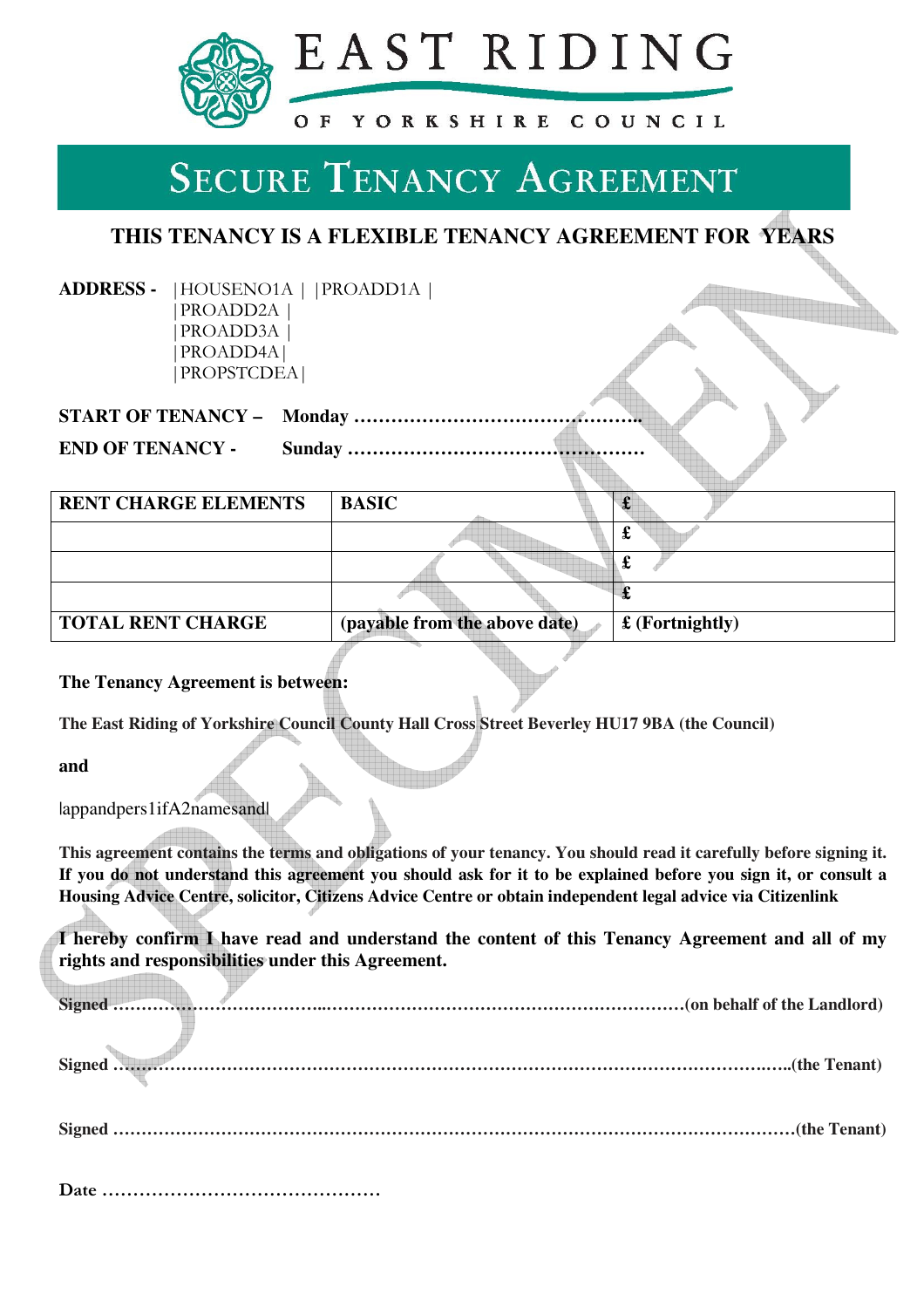EAST RIDING

OF YORKSHIRE COUNCIL

# SECURE TENANCY AGREEMENT

## THIS TENANCY IS A FLEXIBLE TENANCY AGREEMENT FOR YEARS

**ADDRESS -** |HOUSENO1A | |PROADD1A |
|PROADD2A |
|PROADD3A |
|PROADD4A|
|PROPSTCDEA|

**START OF TENANCY – Monday ……………………………………….**

**END OF TENANCY - Sunday …………………………………………**

| RENT CHARGE ELEMENTS | BASIC | £ |
|---|---|---|
| | | £ |
| | | £ |
| | | £ |
| TOTAL RENT CHARGE | (payable from the above date) | £ (Fortnightly) |

**The Tenancy Agreement is between:**

**The East Riding of Yorkshire Council County Hall Cross Street Beverley HU17 9BA (the Council)**

**and**

|appandpers1ifA2namesand|

**This agreement contains the terms and obligations of your tenancy. You should read it carefully before signing it. If you do not understand this agreement you should ask for it to be explained before you sign it, or consult a Housing Advice Centre, solicitor, Citizens Advice Centre or obtain independent legal advice via Citizenlink**

**I hereby confirm I have read and understand the content of this Tenancy Agreement and all of my rights and responsibilities under this Agreement.**

**Signed ……………………………………………………………………………………(on behalf of the Landlord)**

**Signed ……………………………………………………………………………………………..(the Tenant)**

**Signed ………………………………………………………………………………………………(the Tenant)**

**Date ………………………………………**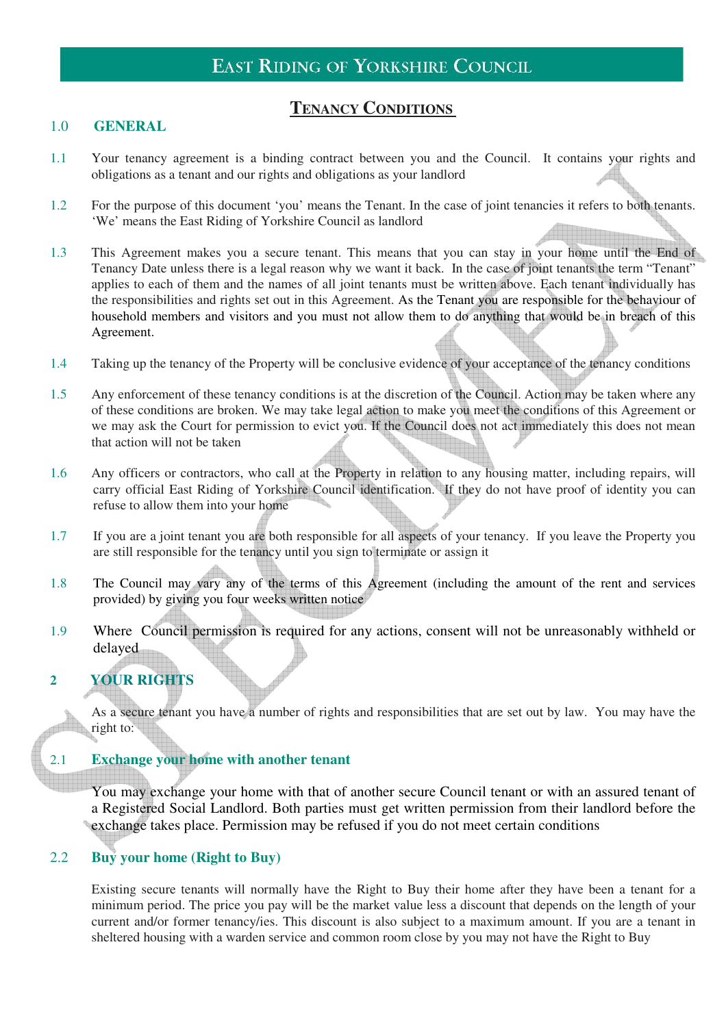# EAST RIDING OF YORKSHIRE COUNCIL

## TENANCY CONDITIONS

### 1.0 GENERAL

1.1 Your tenancy agreement is a binding contract between you and the Council. It contains your rights and obligations as a tenant and our rights and obligations as your landlord

1.2 For the purpose of this document 'you' means the Tenant. In the case of joint tenancies it refers to both tenants. 'We' means the East Riding of Yorkshire Council as landlord

1.3 This Agreement makes you a secure tenant. This means that you can stay in your home until the End of Tenancy Date unless there is a legal reason why we want it back. In the case of joint tenants the term "Tenant" applies to each of them and the names of all joint tenants must be written above. Each tenant individually has the responsibilities and rights set out in this Agreement. As the Tenant you are responsible for the behaviour of household members and visitors and you must not allow them to do anything that would be in breach of this Agreement.

1.4 Taking up the tenancy of the Property will be conclusive evidence of your acceptance of the tenancy conditions

1.5 Any enforcement of these tenancy conditions is at the discretion of the Council. Action may be taken where any of these conditions are broken. We may take legal action to make you meet the conditions of this Agreement or we may ask the Court for permission to evict you. If the Council does not act immediately this does not mean that action will not be taken

1.6 Any officers or contractors, who call at the Property in relation to any housing matter, including repairs, will carry official East Riding of Yorkshire Council identification. If they do not have proof of identity you can refuse to allow them into your home

1.7 If you are a joint tenant you are both responsible for all aspects of your tenancy. If you leave the Property you are still responsible for the tenancy until you sign to terminate or assign it

1.8 The Council may vary any of the terms of this Agreement (including the amount of the rent and services provided) by giving you four weeks written notice

1.9 Where Council permission is required for any actions, consent will not be unreasonably withheld or delayed

### 2 YOUR RIGHTS

As a secure tenant you have a number of rights and responsibilities that are set out by law. You may have the right to:

#### 2.1 Exchange your home with another tenant

You may exchange your home with that of another secure Council tenant or with an assured tenant of a Registered Social Landlord. Both parties must get written permission from their landlord before the exchange takes place. Permission may be refused if you do not meet certain conditions

#### 2.2 Buy your home (Right to Buy)

Existing secure tenants will normally have the Right to Buy their home after they have been a tenant for a minimum period. The price you pay will be the market value less a discount that depends on the length of your current and/or former tenancy/ies. This discount is also subject to a maximum amount. If you are a tenant in sheltered housing with a warden service and common room close by you may not have the Right to Buy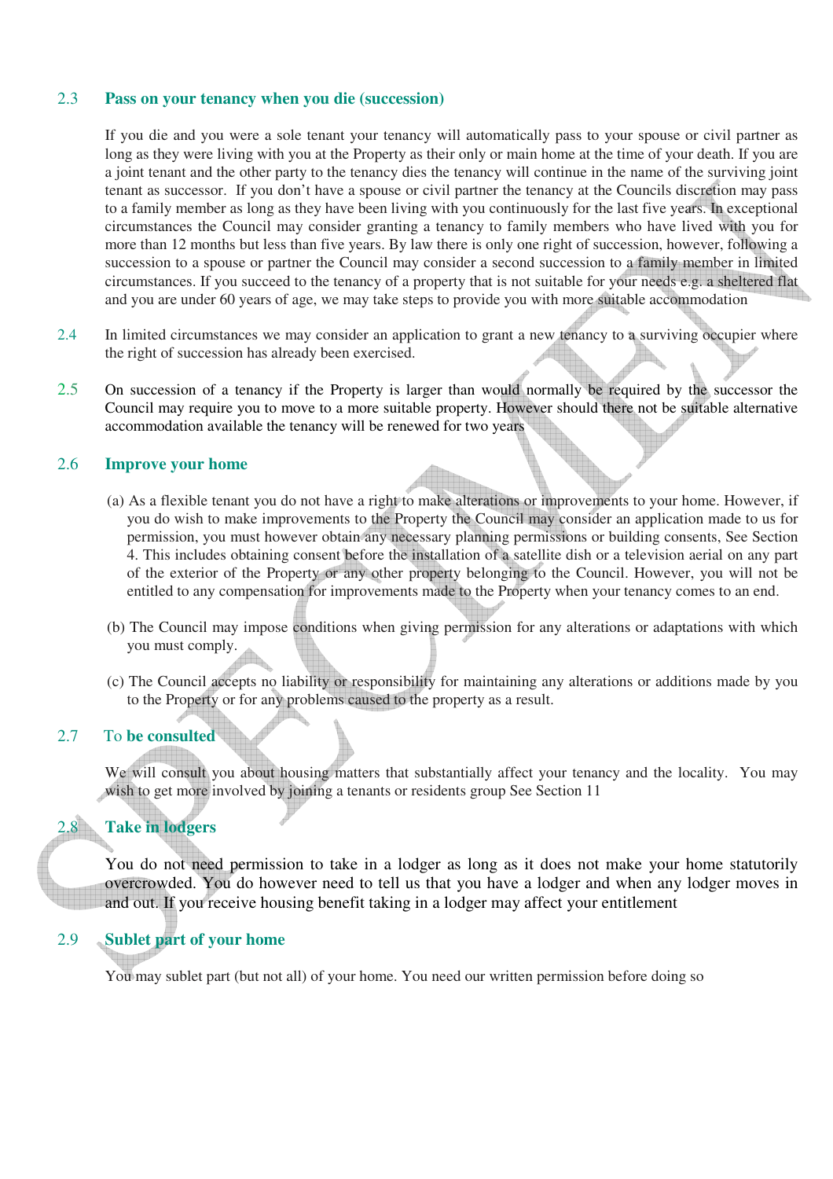## 2.3 Pass on your tenancy when you die (succession)

If you die and you were a sole tenant your tenancy will automatically pass to your spouse or civil partner as long as they were living with you at the Property as their only or main home at the time of your death. If you are a joint tenant and the other party to the tenancy dies the tenancy will continue in the name of the surviving joint tenant as successor. If you don't have a spouse or civil partner the tenancy at the Councils discretion may pass to a family member as long as they have been living with you continuously for the last five years. In exceptional circumstances the Council may consider granting a tenancy to family members who have lived with you for more than 12 months but less than five years. By law there is only one right of succession, however, following a succession to a spouse or partner the Council may consider a second succession to a family member in limited circumstances. If you succeed to the tenancy of a property that is not suitable for your needs e.g. a sheltered flat and you are under 60 years of age, we may take steps to provide you with more suitable accommodation

2.4 In limited circumstances we may consider an application to grant a new tenancy to a surviving occupier where the right of succession has already been exercised.

2.5 On succession of a tenancy if the Property is larger than would normally be required by the successor the Council may require you to move to a more suitable property. However should there not be suitable alternative accommodation available the tenancy will be renewed for two years

## 2.6 Improve your home

(a) As a flexible tenant you do not have a right to make alterations or improvements to your home. However, if you do wish to make improvements to the Property the Council may consider an application made to us for permission, you must however obtain any necessary planning permissions or building consents, See Section 4. This includes obtaining consent before the installation of a satellite dish or a television aerial on any part of the exterior of the Property or any other property belonging to the Council. However, you will not be entitled to any compensation for improvements made to the Property when your tenancy comes to an end.

(b) The Council may impose conditions when giving permission for any alterations or adaptations with which you must comply.

(c) The Council accepts no liability or responsibility for maintaining any alterations or additions made by you to the Property or for any problems caused to the property as a result.

## 2.7 To be consulted

We will consult you about housing matters that substantially affect your tenancy and the locality. You may wish to get more involved by joining a tenants or residents group See Section 11

## 2.8 Take in lodgers

You do not need permission to take in a lodger as long as it does not make your home statutorily overcrowded. You do however need to tell us that you have a lodger and when any lodger moves in and out. If you receive housing benefit taking in a lodger may affect your entitlement

## 2.9 Sublet part of your home

You may sublet part (but not all) of your home. You need our written permission before doing so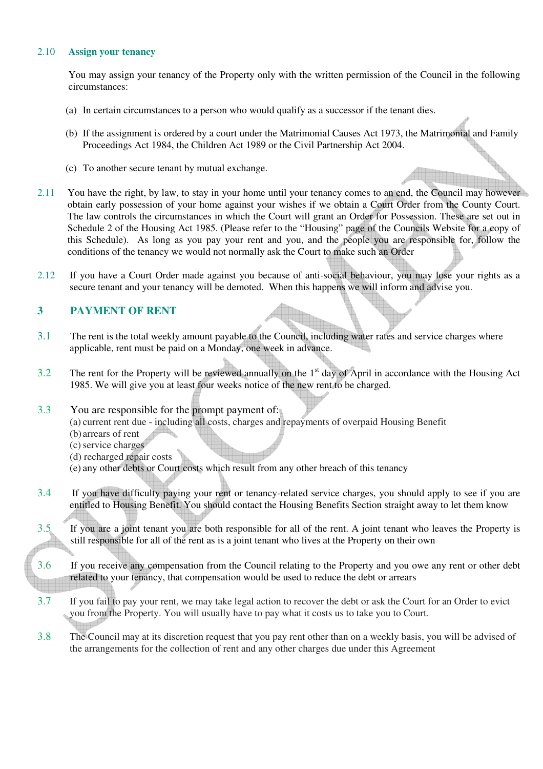### 2.10 Assign your tenancy

You may assign your tenancy of the Property only with the written permission of the Council in the following circumstances:

(a) In certain circumstances to a person who would qualify as a successor if the tenant dies.

(b) If the assignment is ordered by a court under the Matrimonial Causes Act 1973, the Matrimonial and Family Proceedings Act 1984, the Children Act 1989 or the Civil Partnership Act 2004.

(c) To another secure tenant by mutual exchange.

2.11 You have the right, by law, to stay in your home until your tenancy comes to an end, the Council may however obtain early possession of your home against your wishes if we obtain a Court Order from the County Court. The law controls the circumstances in which the Court will grant an Order for Possession. These are set out in Schedule 2 of the Housing Act 1985. (Please refer to the "Housing" page of the Councils Website for a copy of this Schedule). As long as you pay your rent and you, and the people you are responsible for, follow the conditions of the tenancy we would not normally ask the Court to make such an Order

2.12 If you have a Court Order made against you because of anti-social behaviour, you may lose your rights as a secure tenant and your tenancy will be demoted. When this happens we will inform and advise you.

## 3 PAYMENT OF RENT

3.1 The rent is the total weekly amount payable to the Council, including water rates and service charges where applicable, rent must be paid on a Monday, one week in advance.

3.2 The rent for the Property will be reviewed annually on the 1st day of April in accordance with the Housing Act 1985. We will give you at least four weeks notice of the new rent to be charged.

3.3 You are responsible for the prompt payment of:

(a) current rent due - including all costs, charges and repayments of overpaid Housing Benefit
(b) arrears of rent
(c) service charges
(d) recharged repair costs
(e) any other debts or Court costs which result from any other breach of this tenancy

3.4 If you have difficulty paying your rent or tenancy-related service charges, you should apply to see if you are entitled to Housing Benefit. You should contact the Housing Benefits Section straight away to let them know

3.5 If you are a joint tenant you are both responsible for all of the rent. A joint tenant who leaves the Property is still responsible for all of the rent as is a joint tenant who lives at the Property on their own

3.6 If you receive any compensation from the Council relating to the Property and you owe any rent or other debt related to your tenancy, that compensation would be used to reduce the debt or arrears

3.7 If you fail to pay your rent, we may take legal action to recover the debt or ask the Court for an Order to evict you from the Property. You will usually have to pay what it costs us to take you to Court.

3.8 The Council may at its discretion request that you pay rent other than on a weekly basis, you will be advised of the arrangements for the collection of rent and any other charges due under this Agreement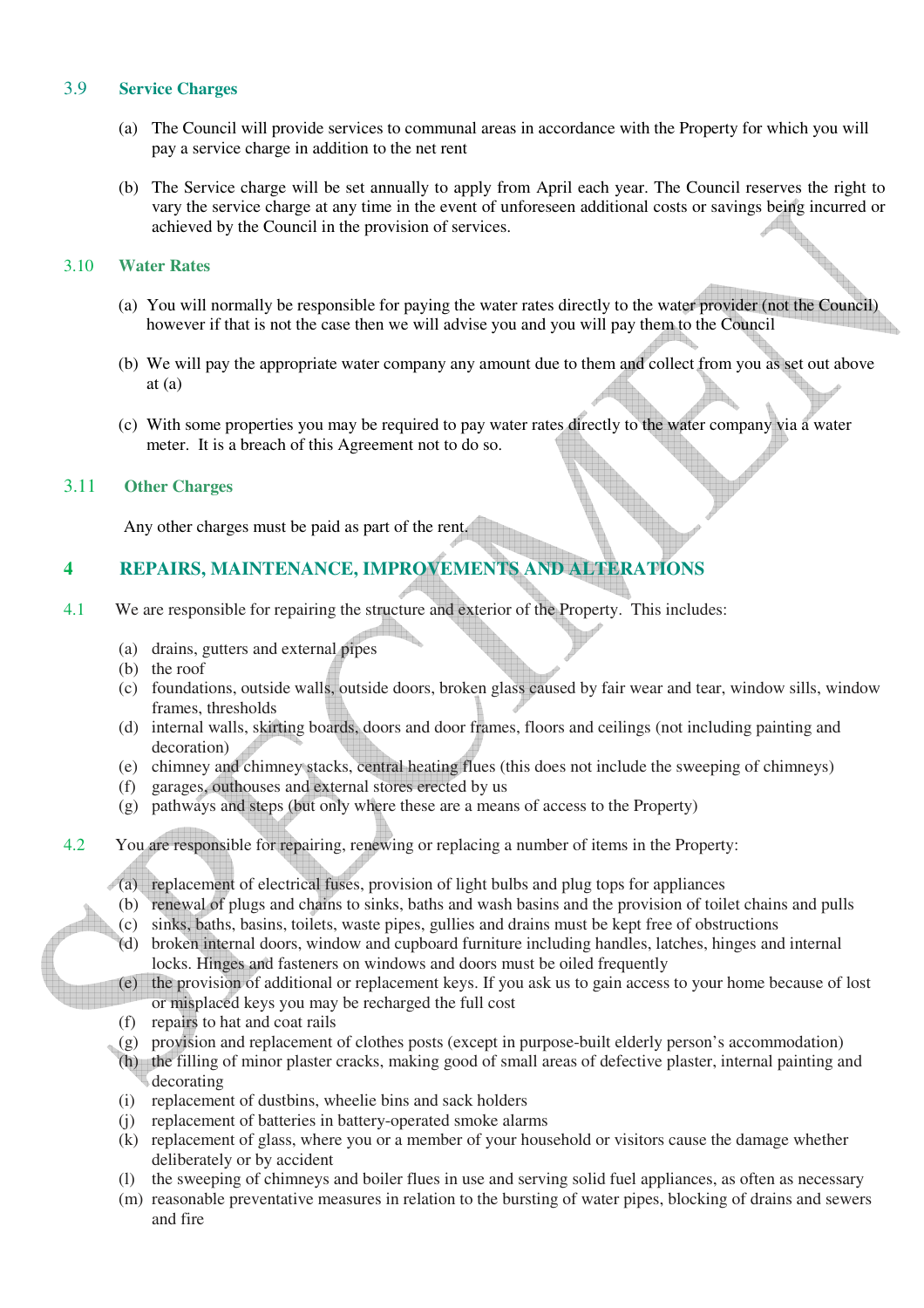### 3.9 Service Charges

(a) The Council will provide services to communal areas in accordance with the Property for which you will pay a service charge in addition to the net rent

(b) The Service charge will be set annually to apply from April each year. The Council reserves the right to vary the service charge at any time in the event of unforeseen additional costs or savings being incurred or achieved by the Council in the provision of services.

### 3.10 Water Rates

(a) You will normally be responsible for paying the water rates directly to the water provider (not the Council) however if that is not the case then we will advise you and you will pay them to the Council

(b) We will pay the appropriate water company any amount due to them and collect from you as set out above at (a)

(c) With some properties you may be required to pay water rates directly to the water company via a water meter. It is a breach of this Agreement not to do so.

### 3.11 Other Charges

Any other charges must be paid as part of the rent.

## 4 REPAIRS, MAINTENANCE, IMPROVEMENTS AND ALTERATIONS

4.1 We are responsible for repairing the structure and exterior of the Property. This includes:

(a) drains, gutters and external pipes
(b) the roof
(c) foundations, outside walls, outside doors, broken glass caused by fair wear and tear, window sills, window frames, thresholds
(d) internal walls, skirting boards, doors and door frames, floors and ceilings (not including painting and decoration)
(e) chimney and chimney stacks, central heating flues (this does not include the sweeping of chimneys)
(f) garages, outhouses and external stores erected by us
(g) pathways and steps (but only where these are a means of access to the Property)

4.2 You are responsible for repairing, renewing or replacing a number of items in the Property:

(a) replacement of electrical fuses, provision of light bulbs and plug tops for appliances
(b) renewal of plugs and chains to sinks, baths and wash basins and the provision of toilet chains and pulls
(c) sinks, baths, basins, toilets, waste pipes, gullies and drains must be kept free of obstructions
(d) broken internal doors, window and cupboard furniture including handles, latches, hinges and internal locks. Hinges and fasteners on windows and doors must be oiled frequently
(e) the provision of additional or replacement keys. If you ask us to gain access to your home because of lost or misplaced keys you may be recharged the full cost
(f) repairs to hat and coat rails
(g) provision and replacement of clothes posts (except in purpose-built elderly person's accommodation)
(h) the filling of minor plaster cracks, making good of small areas of defective plaster, internal painting and decorating
(i) replacement of dustbins, wheelie bins and sack holders
(j) replacement of batteries in battery-operated smoke alarms
(k) replacement of glass, where you or a member of your household or visitors cause the damage whether deliberately or by accident
(l) the sweeping of chimneys and boiler flues in use and serving solid fuel appliances, as often as necessary
(m) reasonable preventative measures in relation to the bursting of water pipes, blocking of drains and sewers and fire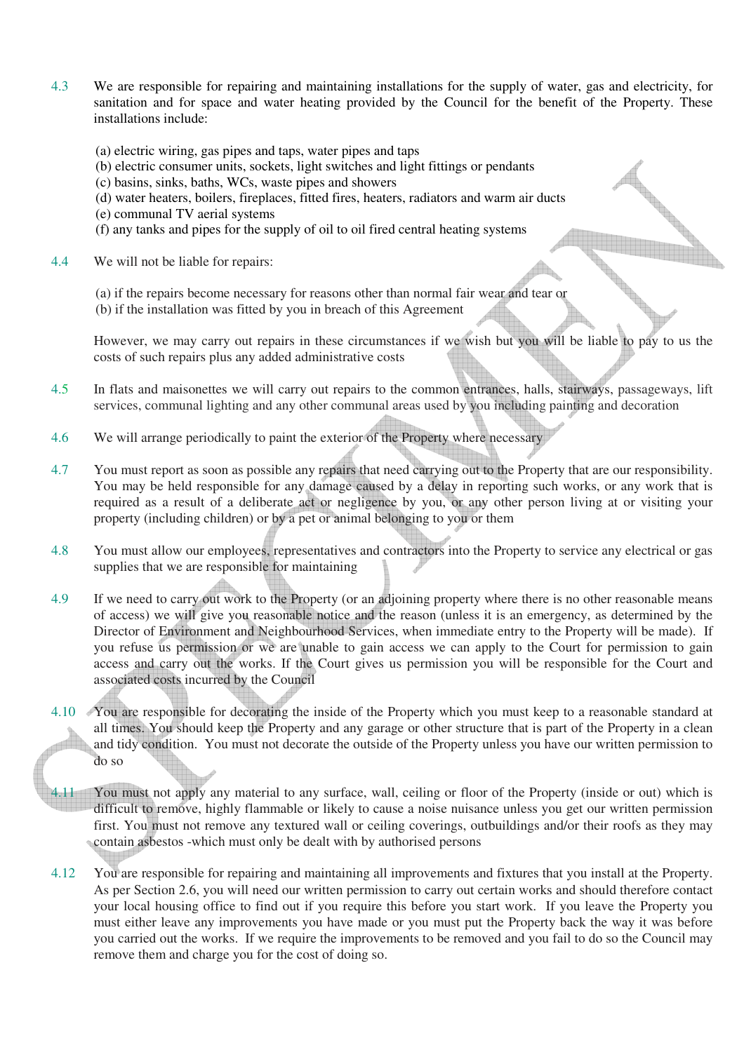4.3 We are responsible for repairing and maintaining installations for the supply of water, gas and electricity, for sanitation and for space and water heating provided by the Council for the benefit of the Property. These installations include:

(a) electric wiring, gas pipes and taps, water pipes and taps
(b) electric consumer units, sockets, light switches and light fittings or pendants
(c) basins, sinks, baths, WCs, waste pipes and showers
(d) water heaters, boilers, fireplaces, fitted fires, heaters, radiators and warm air ducts
(e) communal TV aerial systems
(f) any tanks and pipes for the supply of oil to oil fired central heating systems

4.4 We will not be liable for repairs:

(a) if the repairs become necessary for reasons other than normal fair wear and tear or
(b) if the installation was fitted by you in breach of this Agreement

However, we may carry out repairs in these circumstances if we wish but you will be liable to pay to us the costs of such repairs plus any added administrative costs

4.5 In flats and maisonettes we will carry out repairs to the common entrances, halls, stairways, passageways, lift services, communal lighting and any other communal areas used by you including painting and decoration

4.6 We will arrange periodically to paint the exterior of the Property where necessary

4.7 You must report as soon as possible any repairs that need carrying out to the Property that are our responsibility. You may be held responsible for any damage caused by a delay in reporting such works, or any work that is required as a result of a deliberate act or negligence by you, or any other person living at or visiting your property (including children) or by a pet or animal belonging to you or them

4.8 You must allow our employees, representatives and contractors into the Property to service any electrical or gas supplies that we are responsible for maintaining

4.9 If we need to carry out work to the Property (or an adjoining property where there is no other reasonable means of access) we will give you reasonable notice and the reason (unless it is an emergency, as determined by the Director of Environment and Neighbourhood Services, when immediate entry to the Property will be made). If you refuse us permission or we are unable to gain access we can apply to the Court for permission to gain access and carry out the works. If the Court gives us permission you will be responsible for the Court and associated costs incurred by the Council

4.10 You are responsible for decorating the inside of the Property which you must keep to a reasonable standard at all times. You should keep the Property and any garage or other structure that is part of the Property in a clean and tidy condition. You must not decorate the outside of the Property unless you have our written permission to do so

4.11 You must not apply any material to any surface, wall, ceiling or floor of the Property (inside or out) which is difficult to remove, highly flammable or likely to cause a noise nuisance unless you get our written permission first. You must not remove any textured wall or ceiling coverings, outbuildings and/or their roofs as they may contain asbestos -which must only be dealt with by authorised persons

4.12 You are responsible for repairing and maintaining all improvements and fixtures that you install at the Property. As per Section 2.6, you will need our written permission to carry out certain works and should therefore contact your local housing office to find out if you require this before you start work. If you leave the Property you must either leave any improvements you have made or you must put the Property back the way it was before you carried out the works. If we require the improvements to be removed and you fail to do so the Council may remove them and charge you for the cost of doing so.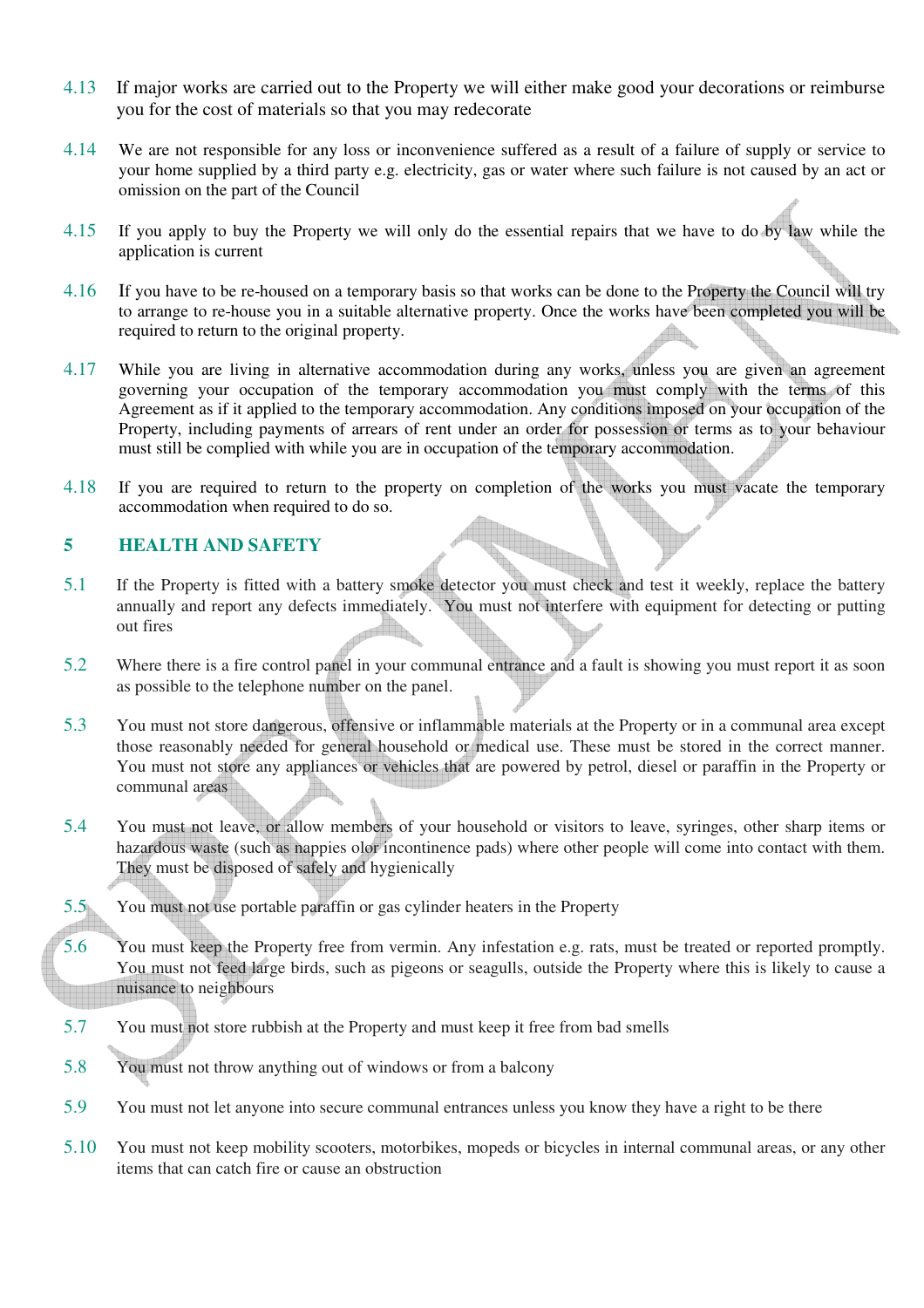4.13 If major works are carried out to the Property we will either make good your decorations or reimburse you for the cost of materials so that you may redecorate

4.14 We are not responsible for any loss or inconvenience suffered as a result of a failure of supply or service to your home supplied by a third party e.g. electricity, gas or water where such failure is not caused by an act or omission on the part of the Council

4.15 If you apply to buy the Property we will only do the essential repairs that we have to do by law while the application is current

4.16 If you have to be re-housed on a temporary basis so that works can be done to the Property the Council will try to arrange to re-house you in a suitable alternative property. Once the works have been completed you will be required to return to the original property.

4.17 While you are living in alternative accommodation during any works, unless you are given an agreement governing your occupation of the temporary accommodation you must comply with the terms of this Agreement as if it applied to the temporary accommodation. Any conditions imposed on your occupation of the Property, including payments of arrears of rent under an order for possession or terms as to your behaviour must still be complied with while you are in occupation of the temporary accommodation.

4.18 If you are required to return to the property on completion of the works you must vacate the temporary accommodation when required to do so.

## 5 HEALTH AND SAFETY

5.1 If the Property is fitted with a battery smoke detector you must check and test it weekly, replace the battery annually and report any defects immediately. You must not interfere with equipment for detecting or putting out fires

5.2 Where there is a fire control panel in your communal entrance and a fault is showing you must report it as soon as possible to the telephone number on the panel.

5.3 You must not store dangerous, offensive or inflammable materials at the Property or in a communal area except those reasonably needed for general household or medical use. These must be stored in the correct manner. You must not store any appliances or vehicles that are powered by petrol, diesel or paraffin in the Property or communal areas

5.4 You must not leave, or allow members of your household or visitors to leave, syringes, other sharp items or hazardous waste (such as nappies olor incontinence pads) where other people will come into contact with them. They must be disposed of safely and hygienically

5.5 You must not use portable paraffin or gas cylinder heaters in the Property

5.6 You must keep the Property free from vermin. Any infestation e.g. rats, must be treated or reported promptly. You must not feed large birds, such as pigeons or seagulls, outside the Property where this is likely to cause a nuisance to neighbours

5.7 You must not store rubbish at the Property and must keep it free from bad smells

5.8 You must not throw anything out of windows or from a balcony

5.9 You must not let anyone into secure communal entrances unless you know they have a right to be there

5.10 You must not keep mobility scooters, motorbikes, mopeds or bicycles in internal communal areas, or any other items that can catch fire or cause an obstruction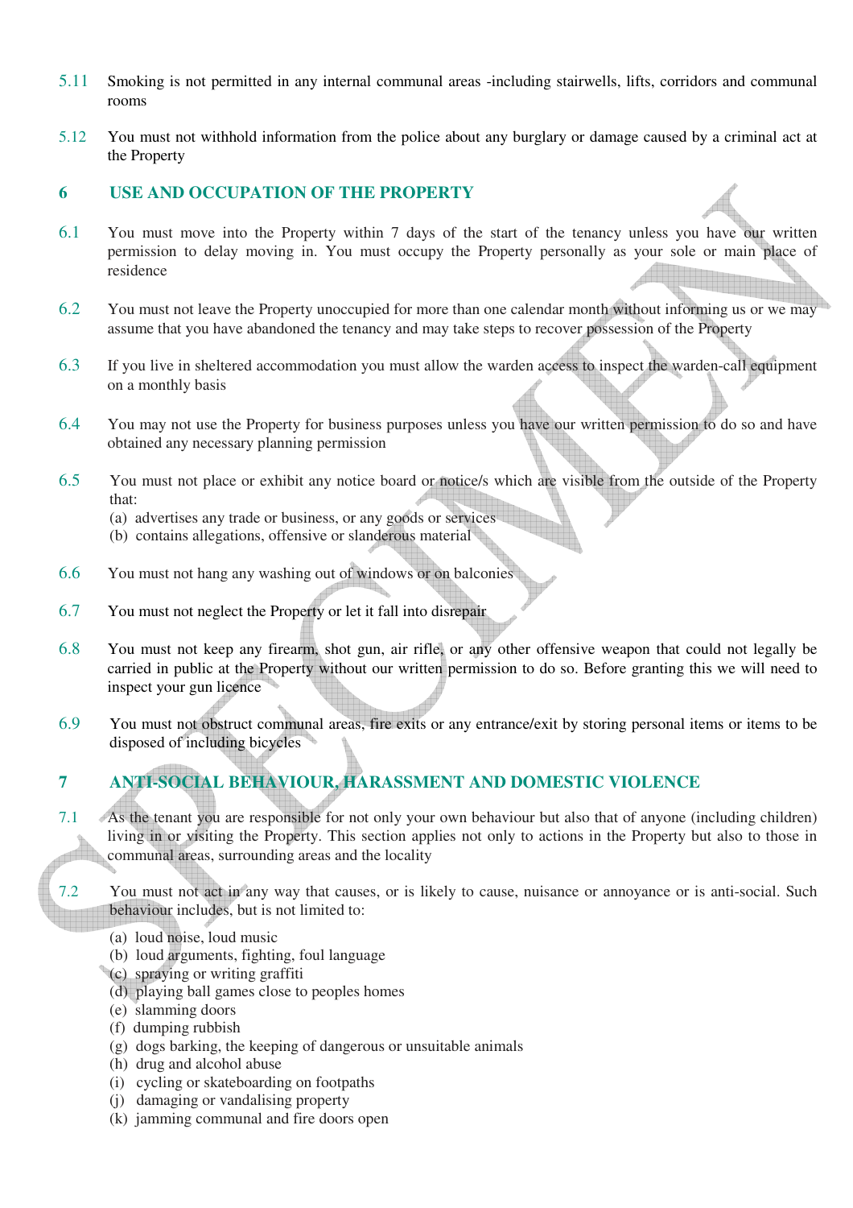5.11 Smoking is not permitted in any internal communal areas -including stairwells, lifts, corridors and communal rooms

5.12 You must not withhold information from the police about any burglary or damage caused by a criminal act at the Property

## 6 USE AND OCCUPATION OF THE PROPERTY

6.1 You must move into the Property within 7 days of the start of the tenancy unless you have our written permission to delay moving in. You must occupy the Property personally as your sole or main place of residence

6.2 You must not leave the Property unoccupied for more than one calendar month without informing us or we may assume that you have abandoned the tenancy and may take steps to recover possession of the Property

6.3 If you live in sheltered accommodation you must allow the warden access to inspect the warden-call equipment on a monthly basis

6.4 You may not use the Property for business purposes unless you have our written permission to do so and have obtained any necessary planning permission

6.5 You must not place or exhibit any notice board or notice/s which are visible from the outside of the Property that:

(a) advertises any trade or business, or any goods or services
(b) contains allegations, offensive or slanderous material

6.6 You must not hang any washing out of windows or on balconies

6.7 You must not neglect the Property or let it fall into disrepair

6.8 You must not keep any firearm, shot gun, air rifle, or any other offensive weapon that could not legally be carried in public at the Property without our written permission to do so. Before granting this we will need to inspect your gun licence

6.9 You must not obstruct communal areas, fire exits or any entrance/exit by storing personal items or items to be disposed of including bicycles

## 7 ANTI-SOCIAL BEHAVIOUR, HARASSMENT AND DOMESTIC VIOLENCE

7.1 As the tenant you are responsible for not only your own behaviour but also that of anyone (including children) living in or visiting the Property. This section applies not only to actions in the Property but also to those in communal areas, surrounding areas and the locality

7.2 You must not act in any way that causes, or is likely to cause, nuisance or annoyance or is anti-social. Such behaviour includes, but is not limited to:

(a) loud noise, loud music
(b) loud arguments, fighting, foul language
(c) spraying or writing graffiti
(d) playing ball games close to peoples homes
(e) slamming doors
(f) dumping rubbish
(g) dogs barking, the keeping of dangerous or unsuitable animals
(h) drug and alcohol abuse
(i) cycling or skateboarding on footpaths
(j) damaging or vandalising property
(k) jamming communal and fire doors open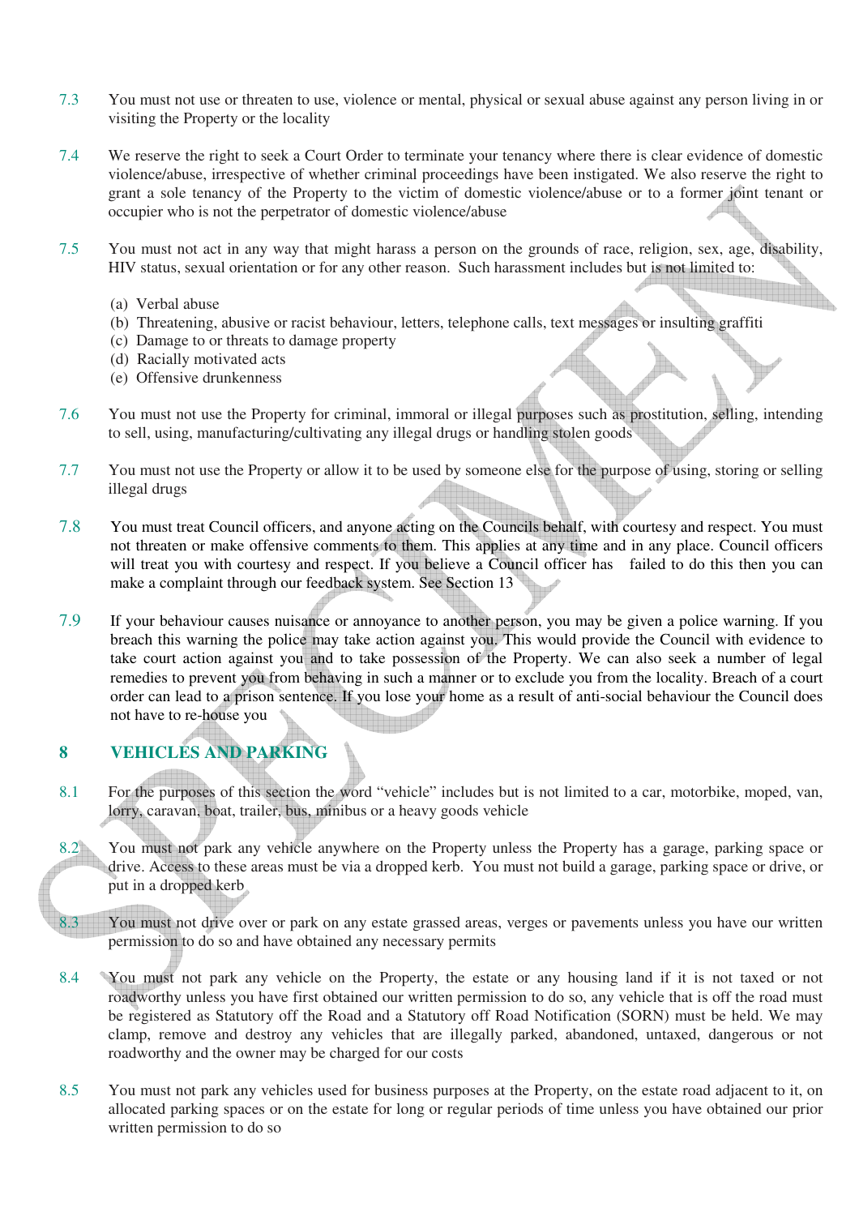7.3 You must not use or threaten to use, violence or mental, physical or sexual abuse against any person living in or visiting the Property or the locality

7.4 We reserve the right to seek a Court Order to terminate your tenancy where there is clear evidence of domestic violence/abuse, irrespective of whether criminal proceedings have been instigated. We also reserve the right to grant a sole tenancy of the Property to the victim of domestic violence/abuse or to a former joint tenant or occupier who is not the perpetrator of domestic violence/abuse

7.5 You must not act in any way that might harass a person on the grounds of race, religion, sex, age, disability, HIV status, sexual orientation or for any other reason. Such harassment includes but is not limited to:

(a) Verbal abuse
(b) Threatening, abusive or racist behaviour, letters, telephone calls, text messages or insulting graffiti
(c) Damage to or threats to damage property
(d) Racially motivated acts
(e) Offensive drunkenness

7.6 You must not use the Property for criminal, immoral or illegal purposes such as prostitution, selling, intending to sell, using, manufacturing/cultivating any illegal drugs or handling stolen goods

7.7 You must not use the Property or allow it to be used by someone else for the purpose of using, storing or selling illegal drugs

7.8 You must treat Council officers, and anyone acting on the Councils behalf, with courtesy and respect. You must not threaten or make offensive comments to them. This applies at any time and in any place. Council officers will treat you with courtesy and respect. If you believe a Council officer has failed to do this then you can make a complaint through our feedback system. See Section 13

7.9 If your behaviour causes nuisance or annoyance to another person, you may be given a police warning. If you breach this warning the police may take action against you. This would provide the Council with evidence to take court action against you and to take possession of the Property. We can also seek a number of legal remedies to prevent you from behaving in such a manner or to exclude you from the locality. Breach of a court order can lead to a prison sentence. If you lose your home as a result of anti-social behaviour the Council does not have to re-house you

## 8 VEHICLES AND PARKING

8.1 For the purposes of this section the word "vehicle" includes but is not limited to a car, motorbike, moped, van, lorry, caravan, boat, trailer, bus, minibus or a heavy goods vehicle

8.2 You must not park any vehicle anywhere on the Property unless the Property has a garage, parking space or drive. Access to these areas must be via a dropped kerb. You must not build a garage, parking space or drive, or put in a dropped kerb

8.3 You must not drive over or park on any estate grassed areas, verges or pavements unless you have our written permission to do so and have obtained any necessary permits

8.4 You must not park any vehicle on the Property, the estate or any housing land if it is not taxed or not roadworthy unless you have first obtained our written permission to do so, any vehicle that is off the road must be registered as Statutory off the Road and a Statutory off Road Notification (SORN) must be held. We may clamp, remove and destroy any vehicles that are illegally parked, abandoned, untaxed, dangerous or not roadworthy and the owner may be charged for our costs

8.5 You must not park any vehicles used for business purposes at the Property, on the estate road adjacent to it, on allocated parking spaces or on the estate for long or regular periods of time unless you have obtained our prior written permission to do so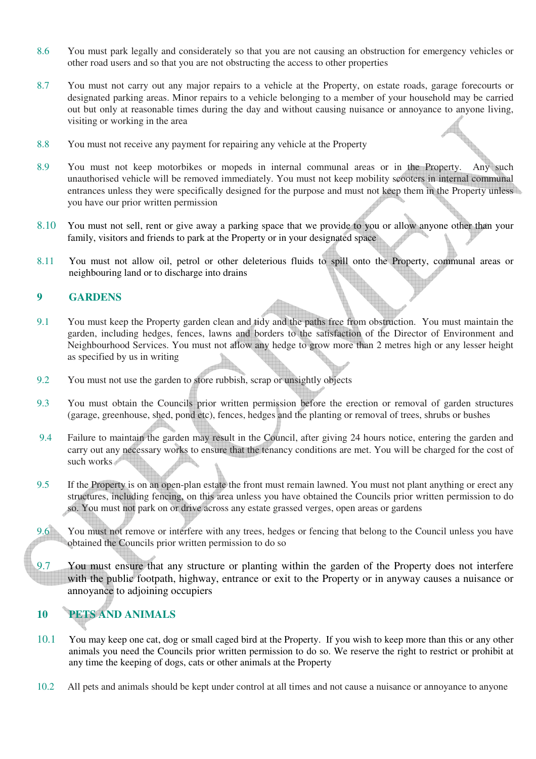8.6 You must park legally and considerately so that you are not causing an obstruction for emergency vehicles or other road users and so that you are not obstructing the access to other properties

8.7 You must not carry out any major repairs to a vehicle at the Property, on estate roads, garage forecourts or designated parking areas. Minor repairs to a vehicle belonging to a member of your household may be carried out but only at reasonable times during the day and without causing nuisance or annoyance to anyone living, visiting or working in the area

8.8 You must not receive any payment for repairing any vehicle at the Property

8.9 You must not keep motorbikes or mopeds in internal communal areas or in the Property. Any such unauthorised vehicle will be removed immediately. You must not keep mobility scooters in internal communal entrances unless they were specifically designed for the purpose and must not keep them in the Property unless you have our prior written permission

8.10 You must not sell, rent or give away a parking space that we provide to you or allow anyone other than your family, visitors and friends to park at the Property or in your designated space

8.11 You must not allow oil, petrol or other deleterious fluids to spill onto the Property, communal areas or neighbouring land or to discharge into drains

## 9 GARDENS

9.1 You must keep the Property garden clean and tidy and the paths free from obstruction. You must maintain the garden, including hedges, fences, lawns and borders to the satisfaction of the Director of Environment and Neighbourhood Services. You must not allow any hedge to grow more than 2 metres high or any lesser height as specified by us in writing

9.2 You must not use the garden to store rubbish, scrap or unsightly objects

9.3 You must obtain the Councils prior written permission before the erection or removal of garden structures (garage, greenhouse, shed, pond etc), fences, hedges and the planting or removal of trees, shrubs or bushes

9.4 Failure to maintain the garden may result in the Council, after giving 24 hours notice, entering the garden and carry out any necessary works to ensure that the tenancy conditions are met. You will be charged for the cost of such works

9.5 If the Property is on an open-plan estate the front must remain lawned. You must not plant anything or erect any structures, including fencing, on this area unless you have obtained the Councils prior written permission to do so. You must not park on or drive across any estate grassed verges, open areas or gardens

9.6 You must not remove or interfere with any trees, hedges or fencing that belong to the Council unless you have obtained the Councils prior written permission to do so

9.7 You must ensure that any structure or planting within the garden of the Property does not interfere with the public footpath, highway, entrance or exit to the Property or in anyway causes a nuisance or annoyance to adjoining occupiers

## 10 PETS AND ANIMALS

10.1 You may keep one cat, dog or small caged bird at the Property. If you wish to keep more than this or any other animals you need the Councils prior written permission to do so. We reserve the right to restrict or prohibit at any time the keeping of dogs, cats or other animals at the Property

10.2 All pets and animals should be kept under control at all times and not cause a nuisance or annoyance to anyone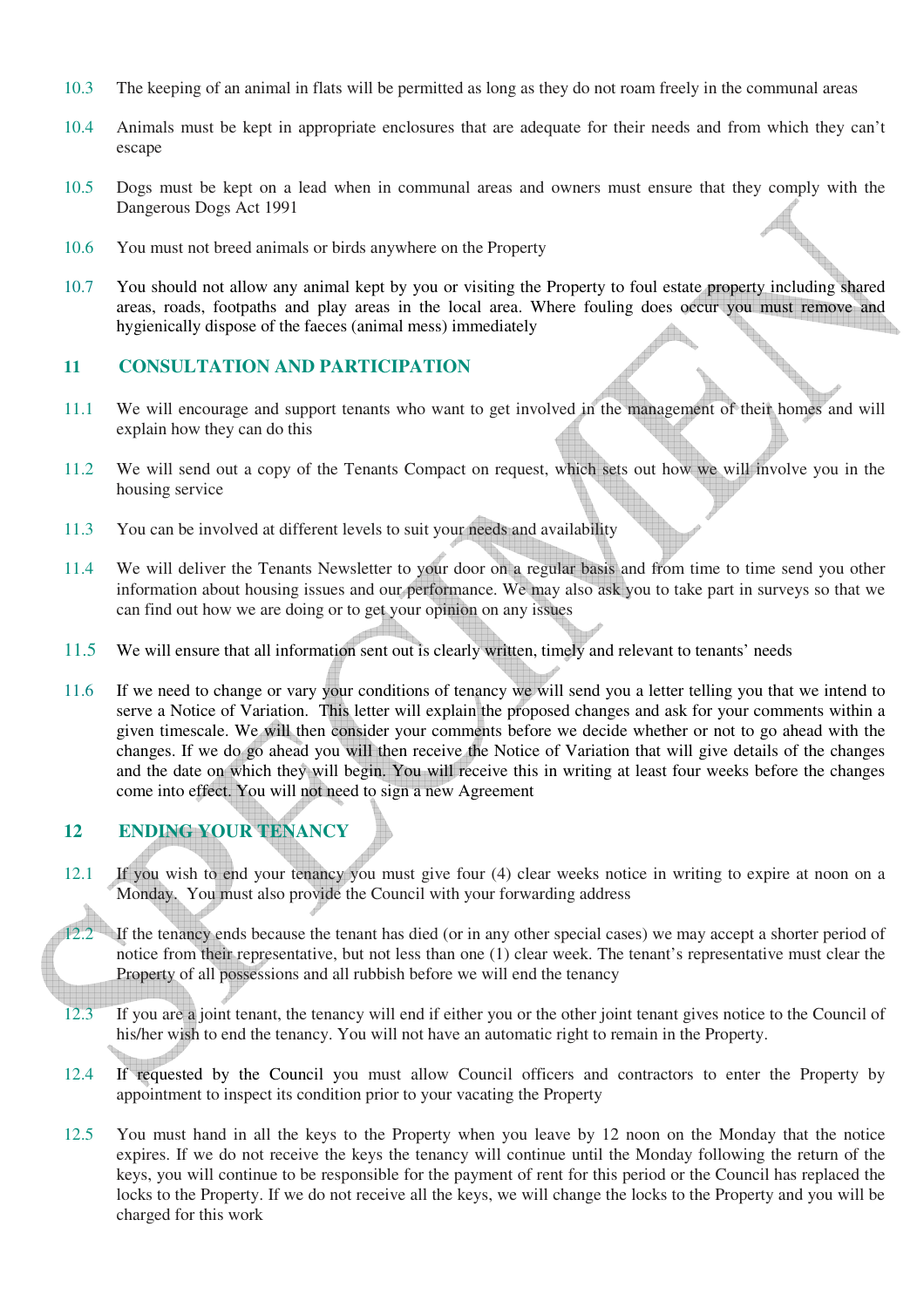10.3 The keeping of an animal in flats will be permitted as long as they do not roam freely in the communal areas

10.4 Animals must be kept in appropriate enclosures that are adequate for their needs and from which they can't escape

10.5 Dogs must be kept on a lead when in communal areas and owners must ensure that they comply with the Dangerous Dogs Act 1991

10.6 You must not breed animals or birds anywhere on the Property

10.7 You should not allow any animal kept by you or visiting the Property to foul estate property including shared areas, roads, footpaths and play areas in the local area. Where fouling does occur you must remove and hygienically dispose of the faeces (animal mess) immediately

## 11 CONSULTATION AND PARTICIPATION

11.1 We will encourage and support tenants who want to get involved in the management of their homes and will explain how they can do this

11.2 We will send out a copy of the Tenants Compact on request, which sets out how we will involve you in the housing service

11.3 You can be involved at different levels to suit your needs and availability

11.4 We will deliver the Tenants Newsletter to your door on a regular basis and from time to time send you other information about housing issues and our performance. We may also ask you to take part in surveys so that we can find out how we are doing or to get your opinion on any issues

11.5 We will ensure that all information sent out is clearly written, timely and relevant to tenants' needs

11.6 If we need to change or vary your conditions of tenancy we will send you a letter telling you that we intend to serve a Notice of Variation. This letter will explain the proposed changes and ask for your comments within a given timescale. We will then consider your comments before we decide whether or not to go ahead with the changes. If we do go ahead you will then receive the Notice of Variation that will give details of the changes and the date on which they will begin. You will receive this in writing at least four weeks before the changes come into effect. You will not need to sign a new Agreement

## 12 ENDING YOUR TENANCY

12.1 If you wish to end your tenancy you must give four (4) clear weeks notice in writing to expire at noon on a Monday. You must also provide the Council with your forwarding address

12.2 If the tenancy ends because the tenant has died (or in any other special cases) we may accept a shorter period of notice from their representative, but not less than one (1) clear week. The tenant's representative must clear the Property of all possessions and all rubbish before we will end the tenancy

12.3 If you are a joint tenant, the tenancy will end if either you or the other joint tenant gives notice to the Council of his/her wish to end the tenancy. You will not have an automatic right to remain in the Property.

12.4 If requested by the Council you must allow Council officers and contractors to enter the Property by appointment to inspect its condition prior to your vacating the Property

12.5 You must hand in all the keys to the Property when you leave by 12 noon on the Monday that the notice expires. If we do not receive the keys the tenancy will continue until the Monday following the return of the keys, you will continue to be responsible for the payment of rent for this period or the Council has replaced the locks to the Property. If we do not receive all the keys, we will change the locks to the Property and you will be charged for this work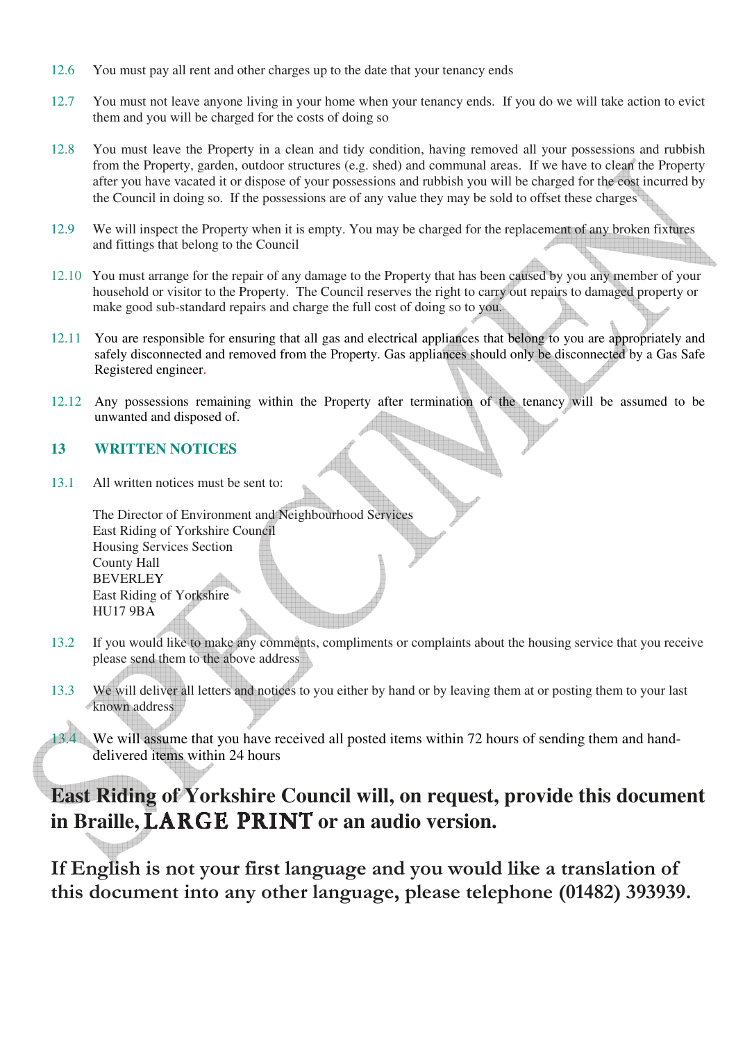12.6 You must pay all rent and other charges up to the date that your tenancy ends

12.7 You must not leave anyone living in your home when your tenancy ends. If you do we will take action to evict them and you will be charged for the costs of doing so

12.8 You must leave the Property in a clean and tidy condition, having removed all your possessions and rubbish from the Property, garden, outdoor structures (e.g. shed) and communal areas. If we have to clean the Property after you have vacated it or dispose of your possessions and rubbish you will be charged for the cost incurred by the Council in doing so. If the possessions are of any value they may be sold to offset these charges

12.9 We will inspect the Property when it is empty. You may be charged for the replacement of any broken fixtures and fittings that belong to the Council

12.10 You must arrange for the repair of any damage to the Property that has been caused by you any member of your household or visitor to the Property. The Council reserves the right to carry out repairs to damaged property or make good sub-standard repairs and charge the full cost of doing so to you.

12.11 You are responsible for ensuring that all gas and electrical appliances that belong to you are appropriately and safely disconnected and removed from the Property. Gas appliances should only be disconnected by a Gas Safe Registered engineer.

12.12 Any possessions remaining within the Property after termination of the tenancy will be assumed to be unwanted and disposed of.

## 13 WRITTEN NOTICES

13.1 All written notices must be sent to:

The Director of Environment and Neighbourhood Services
East Riding of Yorkshire Council
Housing Services Section
County Hall
BEVERLEY
East Riding of Yorkshire
HU17 9BA

13.2 If you would like to make any comments, compliments or complaints about the housing service that you receive please send them to the above address

13.3 We will deliver all letters and notices to you either by hand or by leaving them at or posting them to your last known address

13.4 We will assume that you have received all posted items within 72 hours of sending them and hand-delivered items within 24 hours

**East Riding of Yorkshire Council will, on request, provide this document in Braille, LARGE PRINT or an audio version.**

**If English is not your first language and you would like a translation of this document into any other language, please telephone (01482) 393939.**